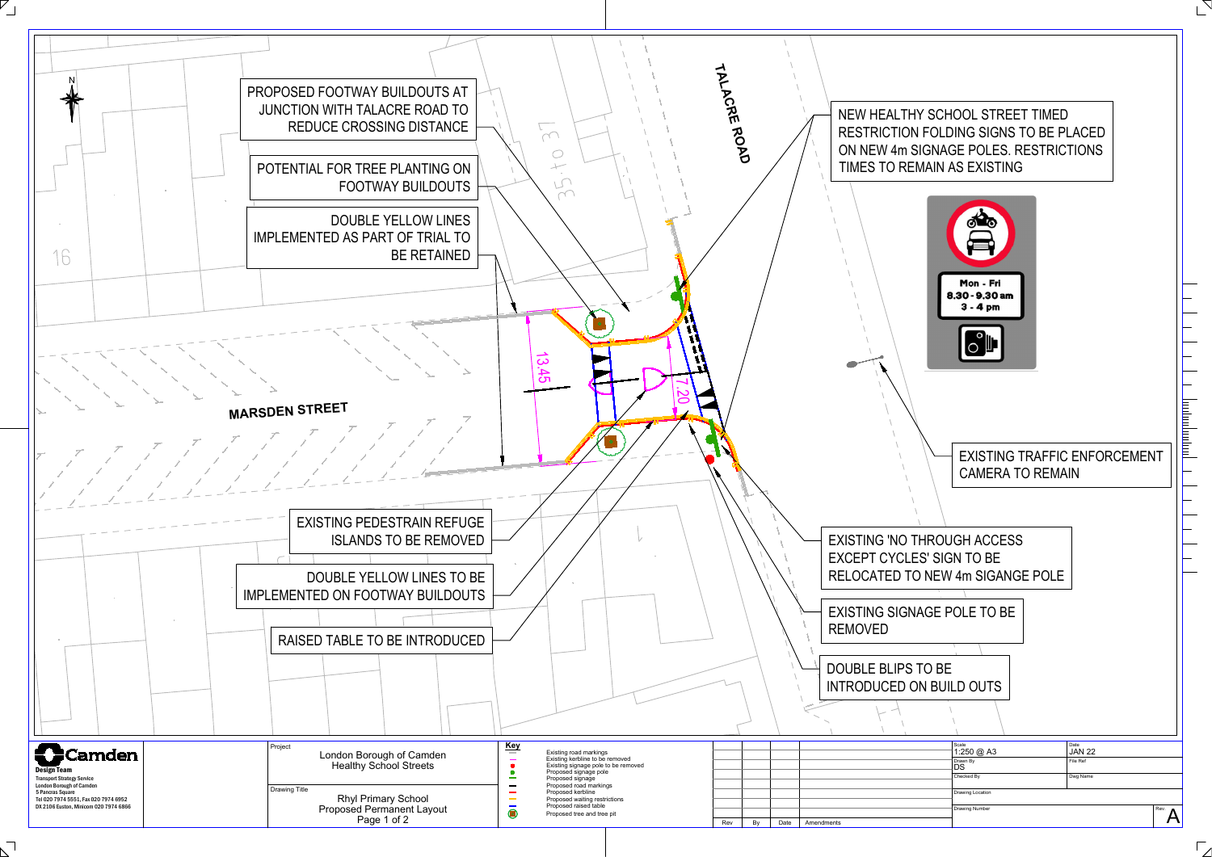TALACRE ROAD

MARSDEN STREET

16

35 to 37

13.45

7.20

N

PROPOSED FOOTWAY BUILDOUTS AT JUNCTION WITH TALACRE ROAD TO REDUCE CROSSING DISTANCE

POTENTIAL FOR TREE PLANTING ON FOOTWAY BUILDOUTS

DOUBLE YELLOW LINES IMPLEMENTED AS PART OF TRIAL TO BE RETAINED

EXISTING PEDESTRAIN REFUGE ISLANDS TO BE REMOVED

DOUBLE YELLOW LINES TO BE IMPLEMENTED ON FOOTWAY BUILDOUTS

RAISED TABLE TO BE INTRODUCED

NEW HEALTHY SCHOOL STREET TIMED RESTRICTION FOLDING SIGNS TO BE PLACED ON NEW 4m SIGNAGE POLES. RESTRICTIONS TIMES TO REMAIN AS EXISTING

Mon - Fri
8.30 - 9.30 am
3 - 4 pm

EXISTING TRAFFIC ENFORCEMENT CAMERA TO REMAIN

EXISTING 'NO THROUGH ACCESS EXCEPT CYCLES' SIGN TO BE RELOCATED TO NEW 4m SIGANGE POLE

EXISTING SIGNAGE POLE TO BE REMOVED

DOUBLE BLIPS TO BE INTRODUCED ON BUILD OUTS

**Camden**

Design Team
Transport Strategy Service
London Borough of Camden
5 Pancras Square
Tel 020 7974 5551, Fax 020 7974 6952
DX 2106 Euston, Minicom 020 7974 6866

Project
London Borough of Camden
Healthy School Streets

Drawing Title
Rhyl Primary School
Proposed Permanent Layout
Page 1 of 2

**Key**
- Existing road markings
- Existing kerbline to be removed
- Existing signage pole to be removed
- Proposed signage pole
- Proposed signage
- Proposed road markings
- Proposed kerbline
- Proposed waiting restrictions
- Proposed raised table
- Proposed tree and tree pit

| Rev | By | Date | Amendments |
|---|---|---|---|

| Scale | Date |
|---|---|
| 1:250 @ A3 | JAN 22 |
| Drawn By: DS | File Ref |
| Checked By | Dwg Name |
| Drawing Location | |
| Drawing Number | Rev. A |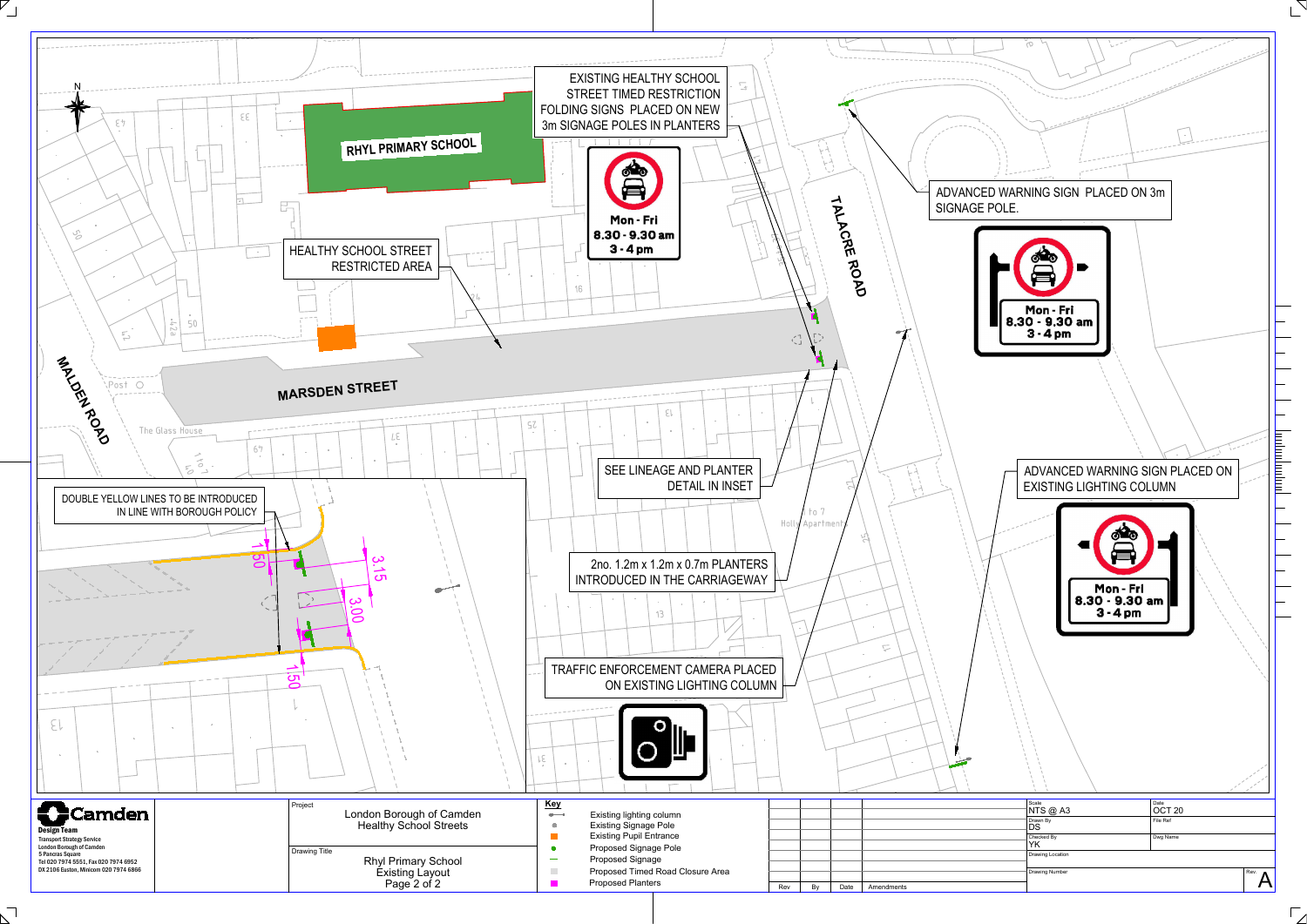N

RHYL PRIMARY SCHOOL

MARSDEN STREET

TALACRE ROAD

MALDEN ROAD

HEALTHY SCHOOL STREET RESTRICTED AREA

EXISTING HEALTHY SCHOOL STREET TIMED RESTRICTION FOLDING SIGNS PLACED ON NEW 3m SIGNAGE POLES IN PLANTERS

Mon - Fri
8.30 - 9.30 am
3 - 4 pm

ADVANCED WARNING SIGN PLACED ON 3m SIGNAGE POLE.

Mon - Fri
8.30 - 9.30 am
3 - 4 pm

ADVANCED WARNING SIGN PLACED ON EXISTING LIGHTING COLUMN

Mon - Fri
8.30 - 9.30 am
3 - 4 pm

SEE LINEAGE AND PLANTER DETAIL IN INSET

2no. 1.2m x 1.2m x 0.7m PLANTERS INTRODUCED IN THE CARRIAGEWAY

TRAFFIC ENFORCEMENT CAMERA PLACED ON EXISTING LIGHTING COLUMN

DOUBLE YELLOW LINES TO BE INTRODUCED IN LINE WITH BOROUGH POLICY

1.50

3.15

3.00

1.50

Post

The Glass House

1 to 7 Holly Apartments

**Camden**
Design Team
Transport Strategy Service
London Borough of Camden
5 Pancras Square
Tel 020 7974 5551, Fax 020 7974 6952
DX 2106 Euston, Minicom 020 7974 6866

Project: London Borough of Camden Healthy School Streets

Drawing Title: Rhyl Primary School Existing Layout Page 2 of 2

**Key**

- Existing lighting column
- Existing Signage Pole
- Existing Pupil Entrance
- Proposed Signage Pole
- Proposed Signage
- Proposed Timed Road Closure Area
- Proposed Planters

| Rev | By | Date | Amendments |
|---|---|---|---|

| | |
|---|---|
| Scale: NTS @ A3 | Date: OCT 20 |
| Drawn By: DS | File Ref |
| Checked By: YK | Dwg Name |
| Drawing Location | |
| Drawing Number | Rev. A |